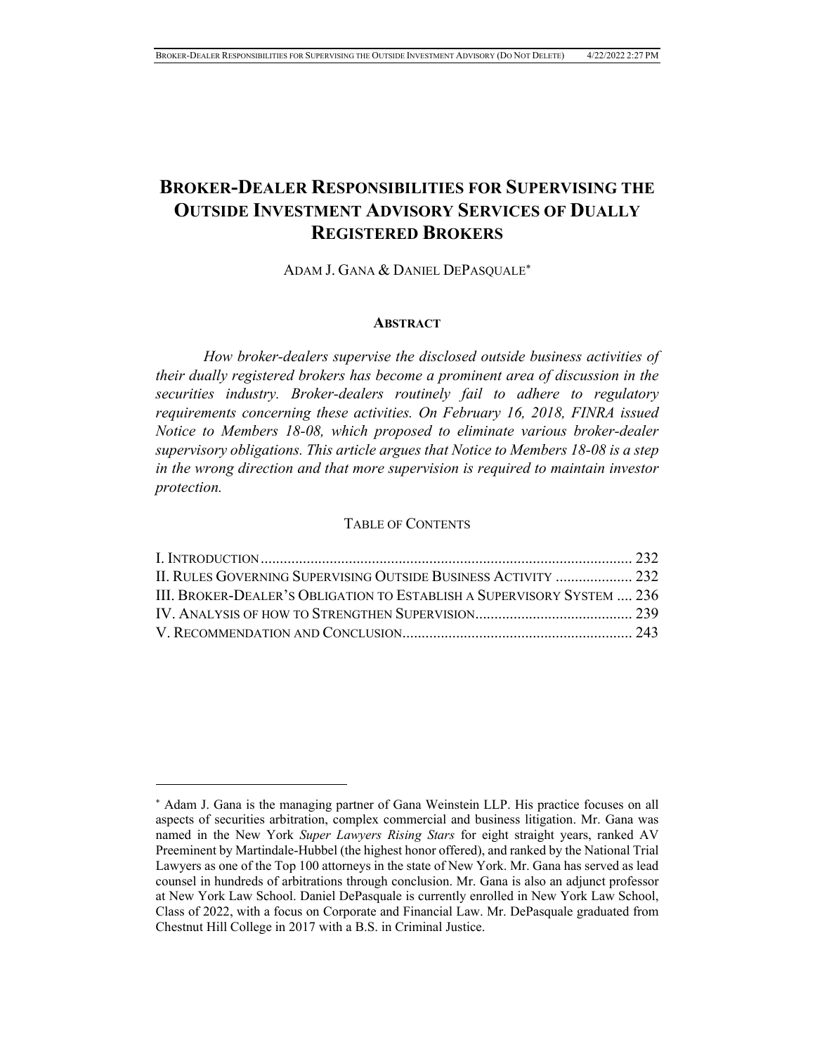# BROKER-DEALER RESPONSIBILITIES FOR SUPERVISING THE OUTSIDE INVESTMENT ADVISORY SERVICES OF DUALLY REGISTERED BROKERS

ADAM J. GANA & DANIEL DEPASQUALE*

## ABSTRACT

*How broker-dealers supervise the disclosed outside business activities of their dually registered brokers has become a prominent area of discussion in the securities industry. Broker-dealers routinely fail to adhere to regulatory requirements concerning these activities. On February 16, 2018, FINRA issued Notice to Members 18-08, which proposed to eliminate various broker-dealer supervisory obligations. This article argues that Notice to Members 18-08 is a step in the wrong direction and that more supervision is required to maintain investor protection.*

### TABLE OF CONTENTS

I. INTRODUCTION .................................................................................................. 232
II. RULES GOVERNING SUPERVISING OUTSIDE BUSINESS ACTIVITY .................... 232
III. BROKER-DEALER'S OBLIGATION TO ESTABLISH A SUPERVISORY SYSTEM .... 236
IV. ANALYSIS OF HOW TO STRENGTHEN SUPERVISION......................................... 239
V. RECOMMENDATION AND CONCLUSION............................................................ 243

---

* Adam J. Gana is the managing partner of Gana Weinstein LLP. His practice focuses on all aspects of securities arbitration, complex commercial and business litigation. Mr. Gana was named in the New York *Super Lawyers Rising Stars* for eight straight years, ranked AV Preeminent by Martindale-Hubbel (the highest honor offered), and ranked by the National Trial Lawyers as one of the Top 100 attorneys in the state of New York. Mr. Gana has served as lead counsel in hundreds of arbitrations through conclusion. Mr. Gana is also an adjunct professor at New York Law School. Daniel DePasquale is currently enrolled in New York Law School, Class of 2022, with a focus on Corporate and Financial Law. Mr. DePasquale graduated from Chestnut Hill College in 2017 with a B.S. in Criminal Justice.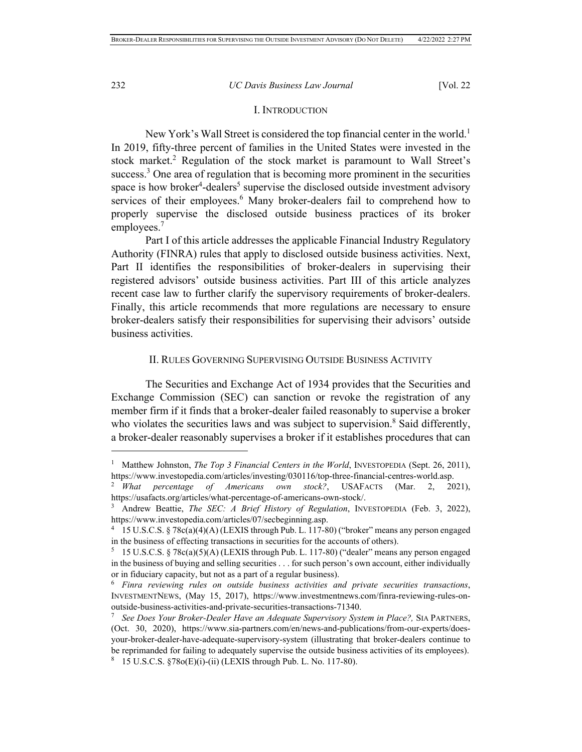## I. INTRODUCTION

New York's Wall Street is considered the top financial center in the world.[1] In 2019, fifty-three percent of families in the United States were invested in the stock market.[2] Regulation of the stock market is paramount to Wall Street's success.[3] One area of regulation that is becoming more prominent in the securities space is how broker[4]-dealers[5] supervise the disclosed outside investment advisory services of their employees.[6] Many broker-dealers fail to comprehend how to properly supervise the disclosed outside business practices of its broker employees.[7]

Part I of this article addresses the applicable Financial Industry Regulatory Authority (FINRA) rules that apply to disclosed outside business activities. Next, Part II identifies the responsibilities of broker-dealers in supervising their registered advisors' outside business activities. Part III of this article analyzes recent case law to further clarify the supervisory requirements of broker-dealers. Finally, this article recommends that more regulations are necessary to ensure broker-dealers satisfy their responsibilities for supervising their advisors' outside business activities.

## II. RULES GOVERNING SUPERVISING OUTSIDE BUSINESS ACTIVITY

The Securities and Exchange Act of 1934 provides that the Securities and Exchange Commission (SEC) can sanction or revoke the registration of any member firm if it finds that a broker-dealer failed reasonably to supervise a broker who violates the securities laws and was subject to supervision.[8] Said differently, a broker-dealer reasonably supervises a broker if it establishes procedures that can

---

[1] Matthew Johnston, *The Top 3 Financial Centers in the World*, INVESTOPEDIA (Sept. 26, 2011), https://www.investopedia.com/articles/investing/030116/top-three-financial-centres-world.asp.

[2] *What percentage of Americans own stock?*, USAFACTS (Mar. 2, 2021), https://usafacts.org/articles/what-percentage-of-americans-own-stock/.

[3] Andrew Beattie, *The SEC: A Brief History of Regulation*, INVESTOPEDIA (Feb. 3, 2022), https://www.investopedia.com/articles/07/secbeginning.asp.

[4] 15 U.S.C.S. § 78c(a)(4)(A) (LEXIS through Pub. L. 117-80) ("broker" means any person engaged in the business of effecting transactions in securities for the accounts of others).

[5] 15 U.S.C.S. § 78c(a)(5)(A) (LEXIS through Pub. L. 117-80) ("dealer" means any person engaged in the business of buying and selling securities . . . for such person's own account, either individually or in fiduciary capacity, but not as a part of a regular business).

[6] *Finra reviewing rules on outside business activities and private securities transactions*, INVESTMENTNEWS, (May 15, 2017), https://www.investmentnews.com/finra-reviewing-rules-on-outside-business-activities-and-private-securities-transactions-71340.

[7] *See Does Your Broker-Dealer Have an Adequate Supervisory System in Place?,* SIA PARTNERS, (Oct. 30, 2020), https://www.sia-partners.com/en/news-and-publications/from-our-experts/does-your-broker-dealer-have-adequate-supervisory-system (illustrating that broker-dealers continue to be reprimanded for failing to adequately supervise the outside business activities of its employees).

[8] 15 U.S.C.S. §78o(E)(i)-(ii) (LEXIS through Pub. L. No. 117-80).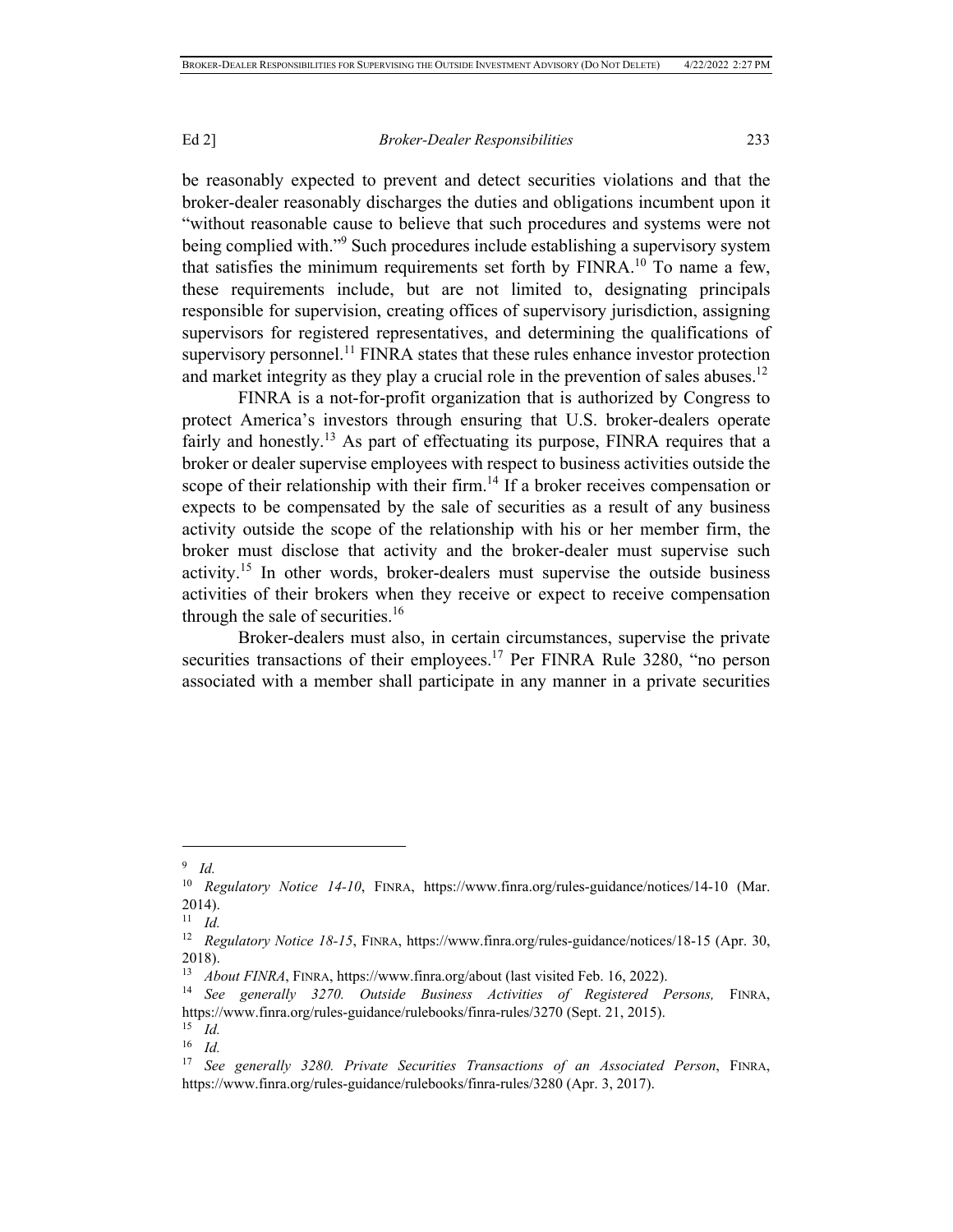be reasonably expected to prevent and detect securities violations and that the broker-dealer reasonably discharges the duties and obligations incumbent upon it "without reasonable cause to believe that such procedures and systems were not being complied with."[9] Such procedures include establishing a supervisory system that satisfies the minimum requirements set forth by FINRA.[10] To name a few, these requirements include, but are not limited to, designating principals responsible for supervision, creating offices of supervisory jurisdiction, assigning supervisors for registered representatives, and determining the qualifications of supervisory personnel.[11] FINRA states that these rules enhance investor protection and market integrity as they play a crucial role in the prevention of sales abuses.[12]

FINRA is a not-for-profit organization that is authorized by Congress to protect America's investors through ensuring that U.S. broker-dealers operate fairly and honestly.[13] As part of effectuating its purpose, FINRA requires that a broker or dealer supervise employees with respect to business activities outside the scope of their relationship with their firm.[14] If a broker receives compensation or expects to be compensated by the sale of securities as a result of any business activity outside the scope of the relationship with his or her member firm, the broker must disclose that activity and the broker-dealer must supervise such activity.[15] In other words, broker-dealers must supervise the outside business activities of their brokers when they receive or expect to receive compensation through the sale of securities.[16]

Broker-dealers must also, in certain circumstances, supervise the private securities transactions of their employees.[17] Per FINRA Rule 3280, "no person associated with a member shall participate in any manner in a private securities

---

[9] *Id.*

[10] *Regulatory Notice 14-10*, FINRA, https://www.finra.org/rules-guidance/notices/14-10 (Mar. 2014).

[11] *Id.*

[12] *Regulatory Notice 18-15*, FINRA, https://www.finra.org/rules-guidance/notices/18-15 (Apr. 30, 2018).

[13] *About FINRA*, FINRA, https://www.finra.org/about (last visited Feb. 16, 2022).

[14] *See generally 3270. Outside Business Activities of Registered Persons,* FINRA, https://www.finra.org/rules-guidance/rulebooks/finra-rules/3270 (Sept. 21, 2015).

[15] *Id.*

[16] *Id.*

[17] *See generally 3280. Private Securities Transactions of an Associated Person*, FINRA, https://www.finra.org/rules-guidance/rulebooks/finra-rules/3280 (Apr. 3, 2017).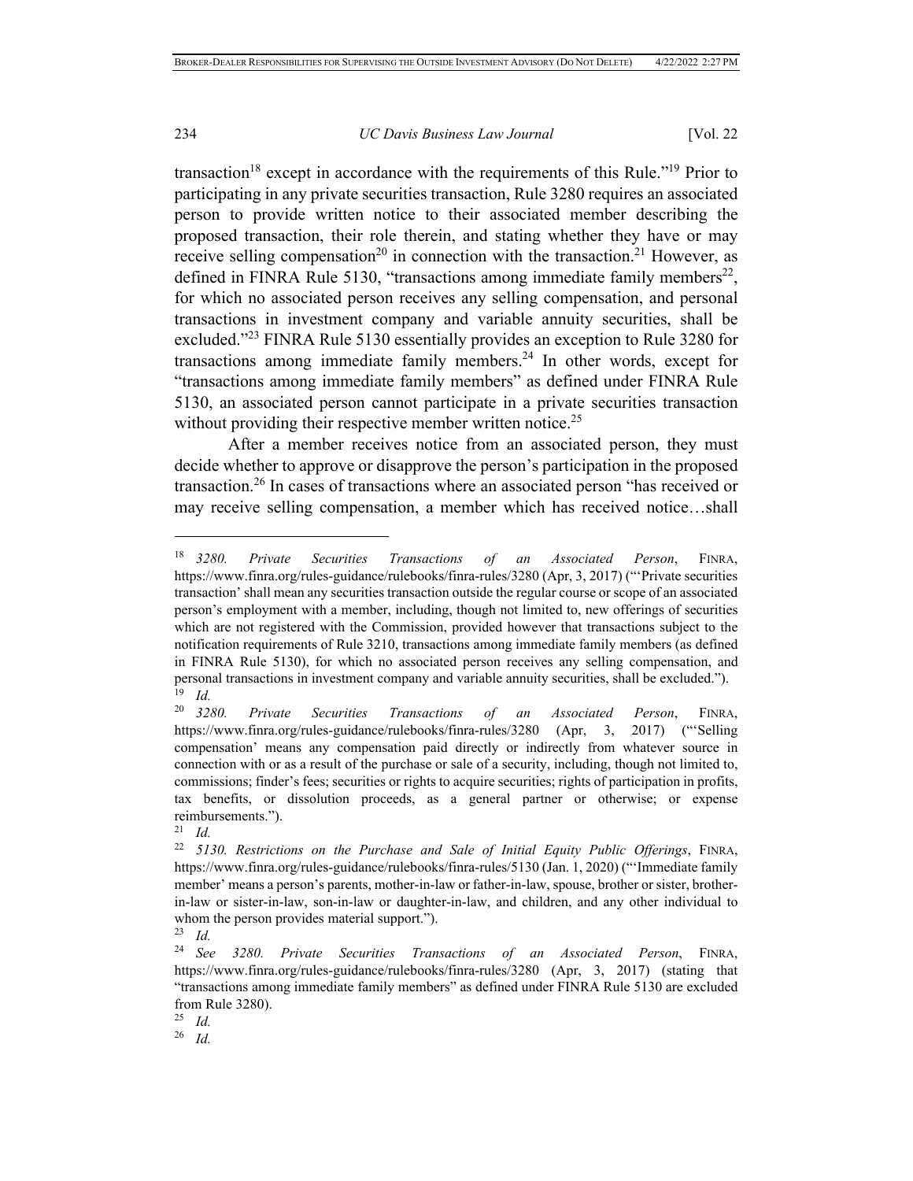transaction[18] except in accordance with the requirements of this Rule."[19] Prior to participating in any private securities transaction, Rule 3280 requires an associated person to provide written notice to their associated member describing the proposed transaction, their role therein, and stating whether they have or may receive selling compensation[20] in connection with the transaction.[21] However, as defined in FINRA Rule 5130, "transactions among immediate family members[22], for which no associated person receives any selling compensation, and personal transactions in investment company and variable annuity securities, shall be excluded."[23] FINRA Rule 5130 essentially provides an exception to Rule 3280 for transactions among immediate family members.[24] In other words, except for "transactions among immediate family members" as defined under FINRA Rule 5130, an associated person cannot participate in a private securities transaction without providing their respective member written notice.[25]

After a member receives notice from an associated person, they must decide whether to approve or disapprove the person's participation in the proposed transaction.[26] In cases of transactions where an associated person "has received or may receive selling compensation, a member which has received notice…shall

---

[18] *3280. Private Securities Transactions of an Associated Person*, FINRA, https://www.finra.org/rules-guidance/rulebooks/finra-rules/3280 (Apr, 3, 2017) ("'Private securities transaction' shall mean any securities transaction outside the regular course or scope of an associated person's employment with a member, including, though not limited to, new offerings of securities which are not registered with the Commission, provided however that transactions subject to the notification requirements of Rule 3210, transactions among immediate family members (as defined in FINRA Rule 5130), for which no associated person receives any selling compensation, and personal transactions in investment company and variable annuity securities, shall be excluded.").

[19] *Id.*

[20] *3280. Private Securities Transactions of an Associated Person*, FINRA, https://www.finra.org/rules-guidance/rulebooks/finra-rules/3280 (Apr, 3, 2017) ("'Selling compensation' means any compensation paid directly or indirectly from whatever source in connection with or as a result of the purchase or sale of a security, including, though not limited to, commissions; finder's fees; securities or rights to acquire securities; rights of participation in profits, tax benefits, or dissolution proceeds, as a general partner or otherwise; or expense reimbursements.").

[21] *Id.*

[22] *5130. Restrictions on the Purchase and Sale of Initial Equity Public Offerings*, FINRA, https://www.finra.org/rules-guidance/rulebooks/finra-rules/5130 (Jan. 1, 2020) ("'Immediate family member' means a person's parents, mother-in-law or father-in-law, spouse, brother or sister, brother-in-law or sister-in-law, son-in-law or daughter-in-law, and children, and any other individual to whom the person provides material support.").

[23] *Id.*

[24] *See 3280. Private Securities Transactions of an Associated Person*, FINRA, https://www.finra.org/rules-guidance/rulebooks/finra-rules/3280 (Apr, 3, 2017) (stating that "transactions among immediate family members" as defined under FINRA Rule 5130 are excluded from Rule 3280).

[25] *Id.*

[26] *Id.*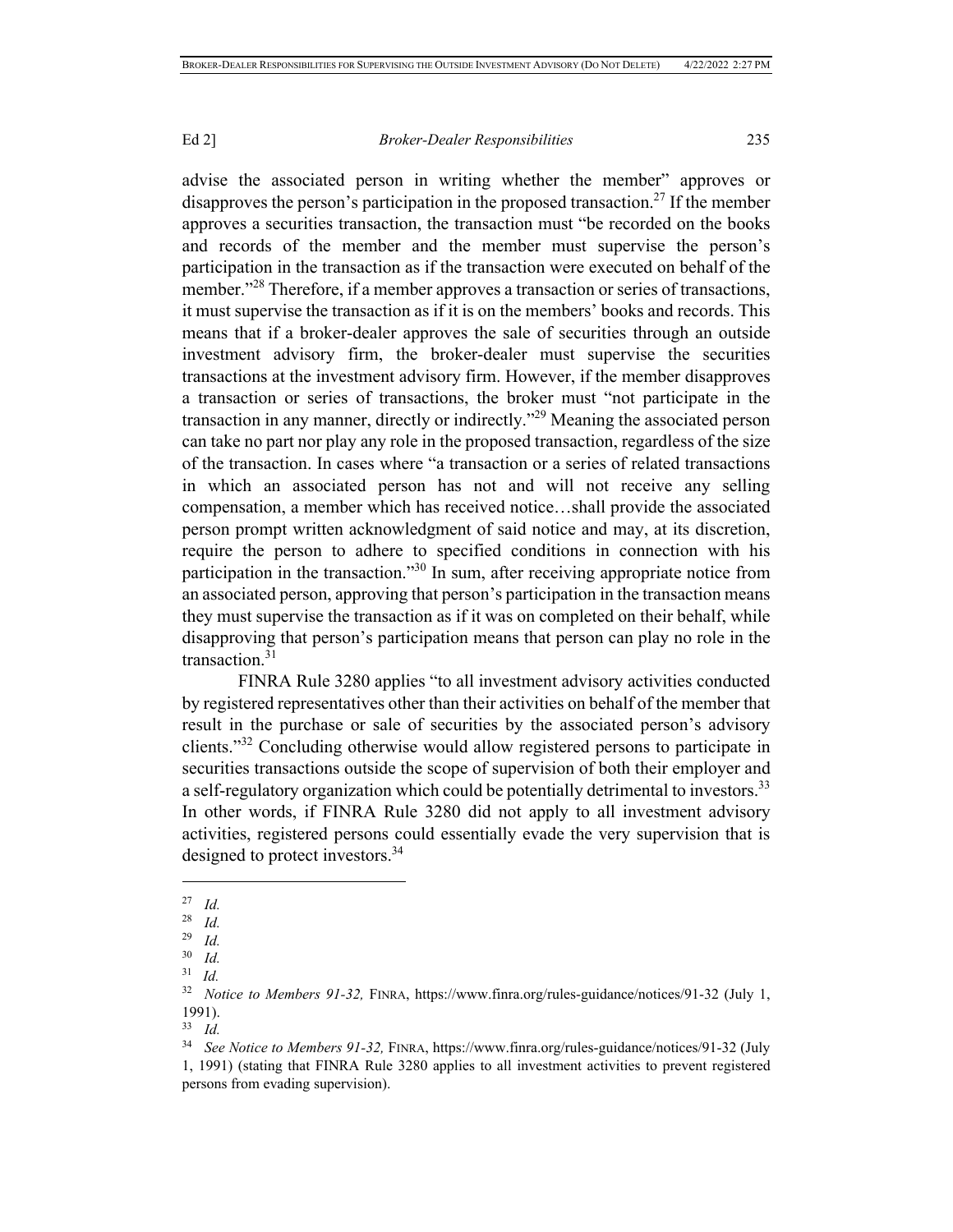advise the associated person in writing whether the member" approves or disapproves the person's participation in the proposed transaction.[27] If the member approves a securities transaction, the transaction must "be recorded on the books and records of the member and the member must supervise the person's participation in the transaction as if the transaction were executed on behalf of the member."[28] Therefore, if a member approves a transaction or series of transactions, it must supervise the transaction as if it is on the members' books and records. This means that if a broker-dealer approves the sale of securities through an outside investment advisory firm, the broker-dealer must supervise the securities transactions at the investment advisory firm. However, if the member disapproves a transaction or series of transactions, the broker must "not participate in the transaction in any manner, directly or indirectly."[29] Meaning the associated person can take no part nor play any role in the proposed transaction, regardless of the size of the transaction. In cases where "a transaction or a series of related transactions in which an associated person has not and will not receive any selling compensation, a member which has received notice…shall provide the associated person prompt written acknowledgment of said notice and may, at its discretion, require the person to adhere to specified conditions in connection with his participation in the transaction."[30] In sum, after receiving appropriate notice from an associated person, approving that person's participation in the transaction means they must supervise the transaction as if it was on completed on their behalf, while disapproving that person's participation means that person can play no role in the transaction.[31]

FINRA Rule 3280 applies "to all investment advisory activities conducted by registered representatives other than their activities on behalf of the member that result in the purchase or sale of securities by the associated person's advisory clients."[32] Concluding otherwise would allow registered persons to participate in securities transactions outside the scope of supervision of both their employer and a self-regulatory organization which could be potentially detrimental to investors.[33] In other words, if FINRA Rule 3280 did not apply to all investment advisory activities, registered persons could essentially evade the very supervision that is designed to protect investors.[34]

---

[27] *Id.*

[28] *Id.*

[29] *Id.*

[30] *Id.*

[31] *Id.*

[32] *Notice to Members 91-32,* FINRA, https://www.finra.org/rules-guidance/notices/91-32 (July 1, 1991).

[33] *Id.*

[34] *See Notice to Members 91-32,* FINRA, https://www.finra.org/rules-guidance/notices/91-32 (July 1, 1991) (stating that FINRA Rule 3280 applies to all investment activities to prevent registered persons from evading supervision).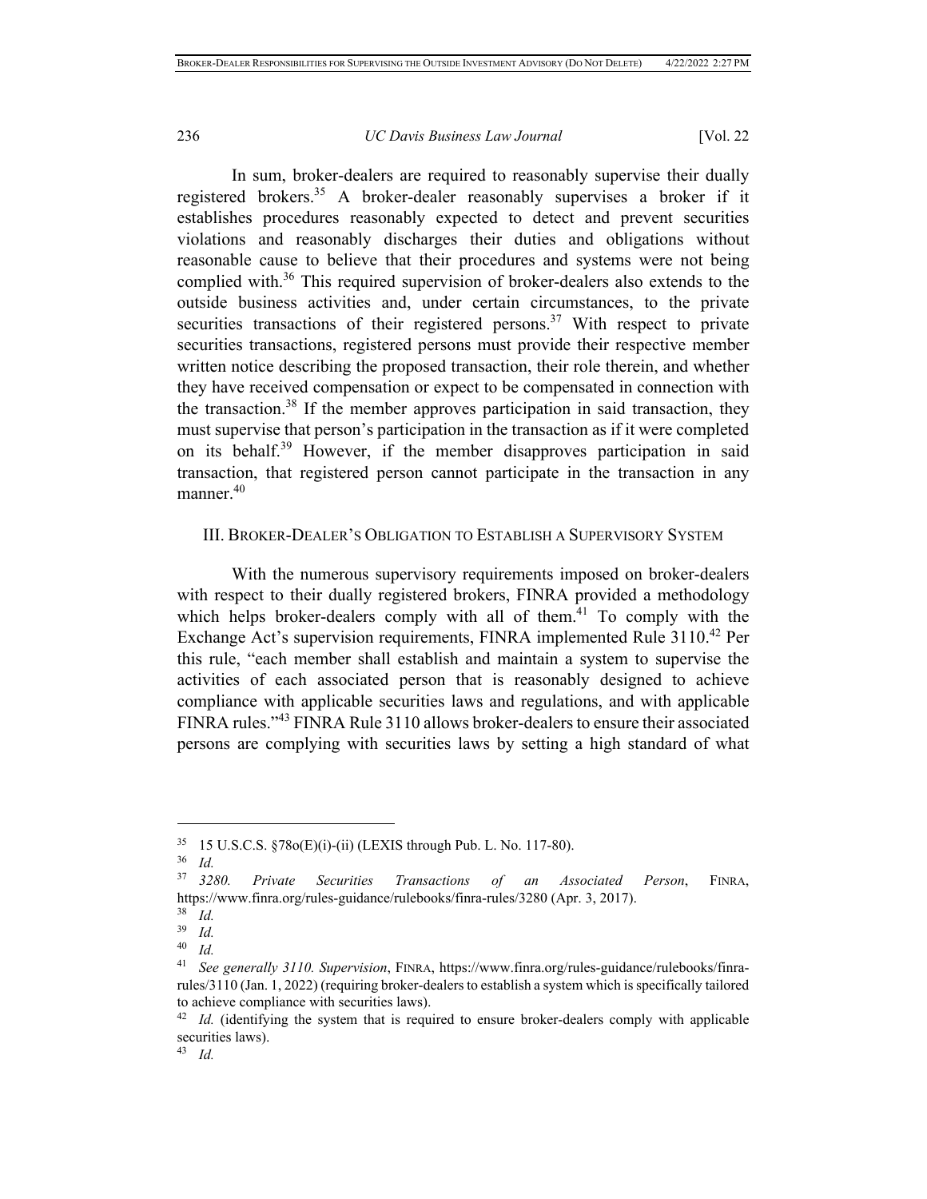In sum, broker-dealers are required to reasonably supervise their dually registered brokers.[35] A broker-dealer reasonably supervises a broker if it establishes procedures reasonably expected to detect and prevent securities violations and reasonably discharges their duties and obligations without reasonable cause to believe that their procedures and systems were not being complied with.[36] This required supervision of broker-dealers also extends to the outside business activities and, under certain circumstances, to the private securities transactions of their registered persons.[37] With respect to private securities transactions, registered persons must provide their respective member written notice describing the proposed transaction, their role therein, and whether they have received compensation or expect to be compensated in connection with the transaction.[38] If the member approves participation in said transaction, they must supervise that person's participation in the transaction as if it were completed on its behalf.[39] However, if the member disapproves participation in said transaction, that registered person cannot participate in the transaction in any manner.[40]

## III. Broker-Dealer's Obligation to Establish a Supervisory System

With the numerous supervisory requirements imposed on broker-dealers with respect to their dually registered brokers, FINRA provided a methodology which helps broker-dealers comply with all of them.[41] To comply with the Exchange Act's supervision requirements, FINRA implemented Rule 3110.[42] Per this rule, "each member shall establish and maintain a system to supervise the activities of each associated person that is reasonably designed to achieve compliance with applicable securities laws and regulations, and with applicable FINRA rules."[43] FINRA Rule 3110 allows broker-dealers to ensure their associated persons are complying with securities laws by setting a high standard of what

---

[35] 15 U.S.C.S. §78o(E)(i)-(ii) (LEXIS through Pub. L. No. 117-80).

[36] *Id.*

[37] *3280. Private Securities Transactions of an Associated Person*, FINRA, https://www.finra.org/rules-guidance/rulebooks/finra-rules/3280 (Apr. 3, 2017).

[38] *Id.*

[39] *Id.*

[40] *Id.*

[41] *See generally 3110. Supervision*, FINRA, https://www.finra.org/rules-guidance/rulebooks/finra-rules/3110 (Jan. 1, 2022) (requiring broker-dealers to establish a system which is specifically tailored to achieve compliance with securities laws).

[42] *Id.* (identifying the system that is required to ensure broker-dealers comply with applicable securities laws).

[43] *Id.*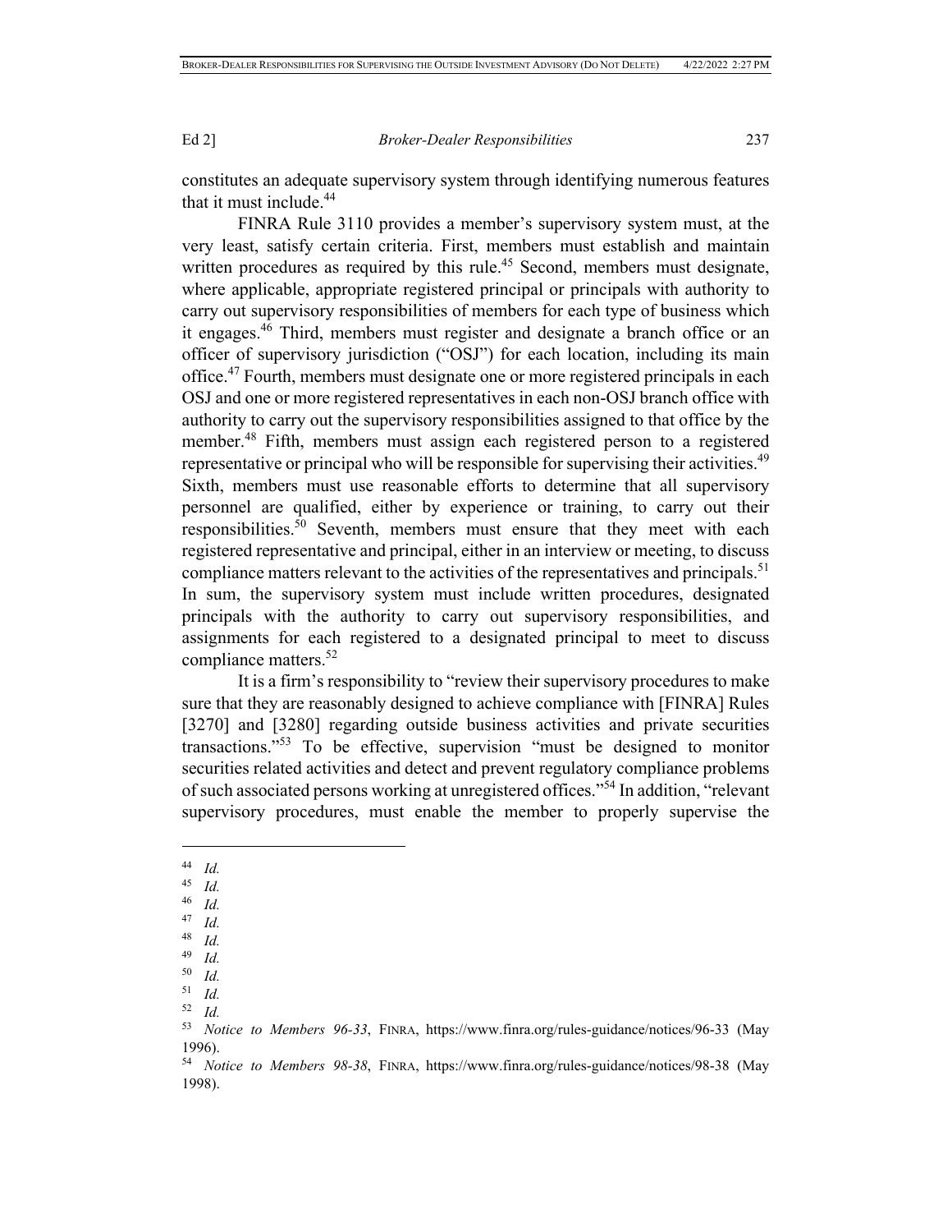constitutes an adequate supervisory system through identifying numerous features that it must include.[44]

FINRA Rule 3110 provides a member's supervisory system must, at the very least, satisfy certain criteria. First, members must establish and maintain written procedures as required by this rule.[45] Second, members must designate, where applicable, appropriate registered principal or principals with authority to carry out supervisory responsibilities of members for each type of business which it engages.[46] Third, members must register and designate a branch office or an officer of supervisory jurisdiction ("OSJ") for each location, including its main office.[47] Fourth, members must designate one or more registered principals in each OSJ and one or more registered representatives in each non-OSJ branch office with authority to carry out the supervisory responsibilities assigned to that office by the member.[48] Fifth, members must assign each registered person to a registered representative or principal who will be responsible for supervising their activities.[49] Sixth, members must use reasonable efforts to determine that all supervisory personnel are qualified, either by experience or training, to carry out their responsibilities.[50] Seventh, members must ensure that they meet with each registered representative and principal, either in an interview or meeting, to discuss compliance matters relevant to the activities of the representatives and principals.[51] In sum, the supervisory system must include written procedures, designated principals with the authority to carry out supervisory responsibilities, and assignments for each registered to a designated principal to meet to discuss compliance matters.[52]

It is a firm's responsibility to "review their supervisory procedures to make sure that they are reasonably designed to achieve compliance with [FINRA] Rules [3270] and [3280] regarding outside business activities and private securities transactions."[53] To be effective, supervision "must be designed to monitor securities related activities and detect and prevent regulatory compliance problems of such associated persons working at unregistered offices."[54] In addition, "relevant supervisory procedures, must enable the member to properly supervise the

---

[44] *Id.*

[45] *Id.*

[46] *Id.*

[47] *Id.*

[48] *Id.*

[49] *Id.*

[50] *Id.*

[51] *Id.*

[52] *Id.*

[53] *Notice to Members 96-33*, FINRA, https://www.finra.org/rules-guidance/notices/96-33 (May 1996).

[54] *Notice to Members 98-38*, FINRA, https://www.finra.org/rules-guidance/notices/98-38 (May 1998).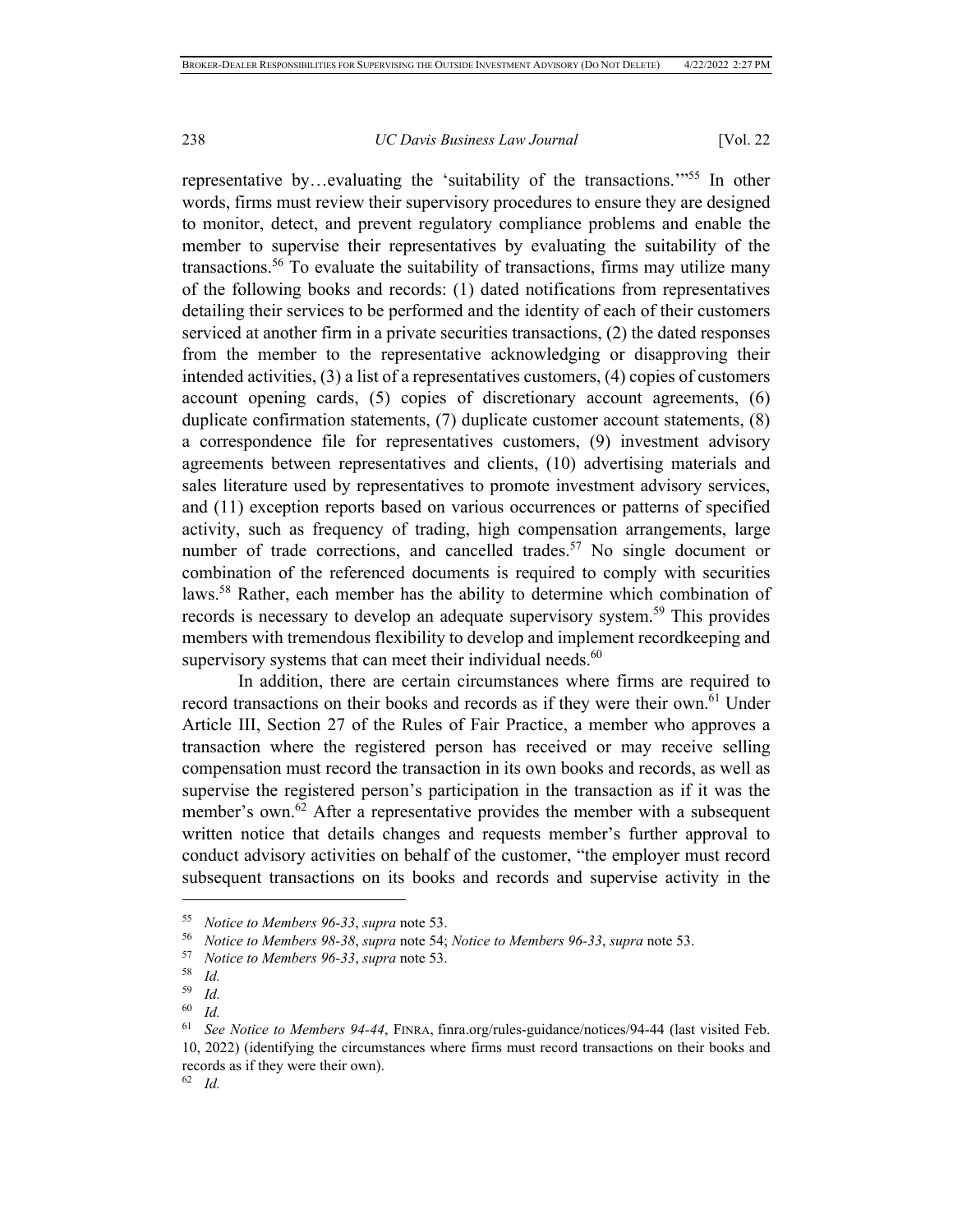representative by…evaluating the 'suitability of the transactions.'"[55] In other words, firms must review their supervisory procedures to ensure they are designed to monitor, detect, and prevent regulatory compliance problems and enable the member to supervise their representatives by evaluating the suitability of the transactions.[56] To evaluate the suitability of transactions, firms may utilize many of the following books and records: (1) dated notifications from representatives detailing their services to be performed and the identity of each of their customers serviced at another firm in a private securities transactions, (2) the dated responses from the member to the representative acknowledging or disapproving their intended activities, (3) a list of a representatives customers, (4) copies of customers account opening cards, (5) copies of discretionary account agreements, (6) duplicate confirmation statements, (7) duplicate customer account statements, (8) a correspondence file for representatives customers, (9) investment advisory agreements between representatives and clients, (10) advertising materials and sales literature used by representatives to promote investment advisory services, and (11) exception reports based on various occurrences or patterns of specified activity, such as frequency of trading, high compensation arrangements, large number of trade corrections, and cancelled trades.[57] No single document or combination of the referenced documents is required to comply with securities laws.[58] Rather, each member has the ability to determine which combination of records is necessary to develop an adequate supervisory system.[59] This provides members with tremendous flexibility to develop and implement recordkeeping and supervisory systems that can meet their individual needs.[60]

In addition, there are certain circumstances where firms are required to record transactions on their books and records as if they were their own.[61] Under Article III, Section 27 of the Rules of Fair Practice, a member who approves a transaction where the registered person has received or may receive selling compensation must record the transaction in its own books and records, as well as supervise the registered person's participation in the transaction as if it was the member's own.[62] After a representative provides the member with a subsequent written notice that details changes and requests member's further approval to conduct advisory activities on behalf of the customer, "the employer must record subsequent transactions on its books and records and supervise activity in the

---

[55] *Notice to Members 96-33*, *supra* note 53.

[56] *Notice to Members 98-38*, *supra* note 54; *Notice to Members 96-33*, *supra* note 53.

[57] *Notice to Members 96-33*, *supra* note 53.

[58] *Id.*

[59] *Id.*

[60] *Id.*

[61] *See Notice to Members 94-44*, FINRA, finra.org/rules-guidance/notices/94-44 (last visited Feb. 10, 2022) (identifying the circumstances where firms must record transactions on their books and records as if they were their own).

[62] *Id.*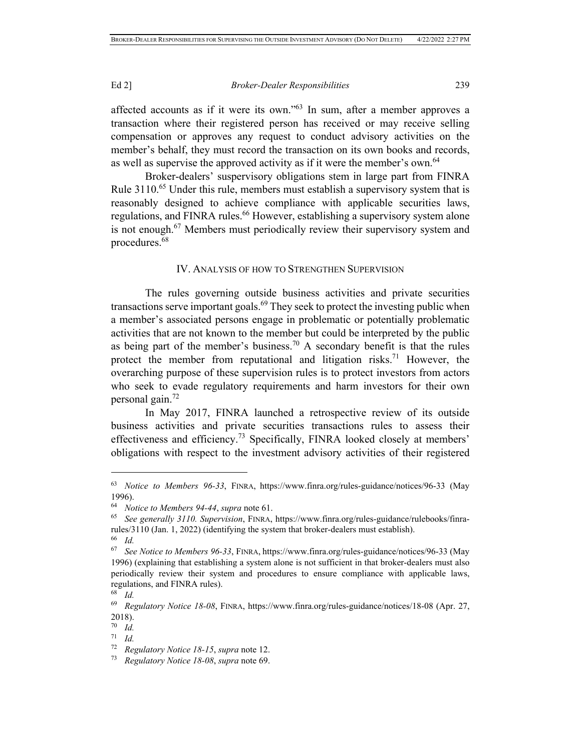affected accounts as if it were its own."[63] In sum, after a member approves a transaction where their registered person has received or may receive selling compensation or approves any request to conduct advisory activities on the member's behalf, they must record the transaction on its own books and records, as well as supervise the approved activity as if it were the member's own.[64]

Broker-dealers' supervisory obligations stem in large part from FINRA Rule 3110.[65] Under this rule, members must establish a supervisory system that is reasonably designed to achieve compliance with applicable securities laws, regulations, and FINRA rules.[66] However, establishing a supervisory system alone is not enough.[67] Members must periodically review their supervisory system and procedures.[68]

## IV. ANALYSIS OF HOW TO STRENGTHEN SUPERVISION

The rules governing outside business activities and private securities transactions serve important goals.[69] They seek to protect the investing public when a member's associated persons engage in problematic or potentially problematic activities that are not known to the member but could be interpreted by the public as being part of the member's business.[70] A secondary benefit is that the rules protect the member from reputational and litigation risks.[71] However, the overarching purpose of these supervision rules is to protect investors from actors who seek to evade regulatory requirements and harm investors for their own personal gain.[72]

In May 2017, FINRA launched a retrospective review of its outside business activities and private securities transactions rules to assess their effectiveness and efficiency.[73] Specifically, FINRA looked closely at members' obligations with respect to the investment advisory activities of their registered

---

[63] *Notice to Members 96-33*, FINRA, https://www.finra.org/rules-guidance/notices/96-33 (May 1996).

[64] *Notice to Members 94-44*, *supra* note 61.

[65] *See generally 3110. Supervision*, FINRA, https://www.finra.org/rules-guidance/rulebooks/finra-rules/3110 (Jan. 1, 2022) (identifying the system that broker-dealers must establish).

[66] *Id.*

[67] *See Notice to Members 96-33*, FINRA, https://www.finra.org/rules-guidance/notices/96-33 (May 1996) (explaining that establishing a system alone is not sufficient in that broker-dealers must also periodically review their system and procedures to ensure compliance with applicable laws, regulations, and FINRA rules).

[68] *Id.*

[69] *Regulatory Notice 18-08*, FINRA, https://www.finra.org/rules-guidance/notices/18-08 (Apr. 27, 2018).

[70] *Id.*

[71] *Id.*

[72] *Regulatory Notice 18-15*, *supra* note 12.

[73] *Regulatory Notice 18-08*, *supra* note 69.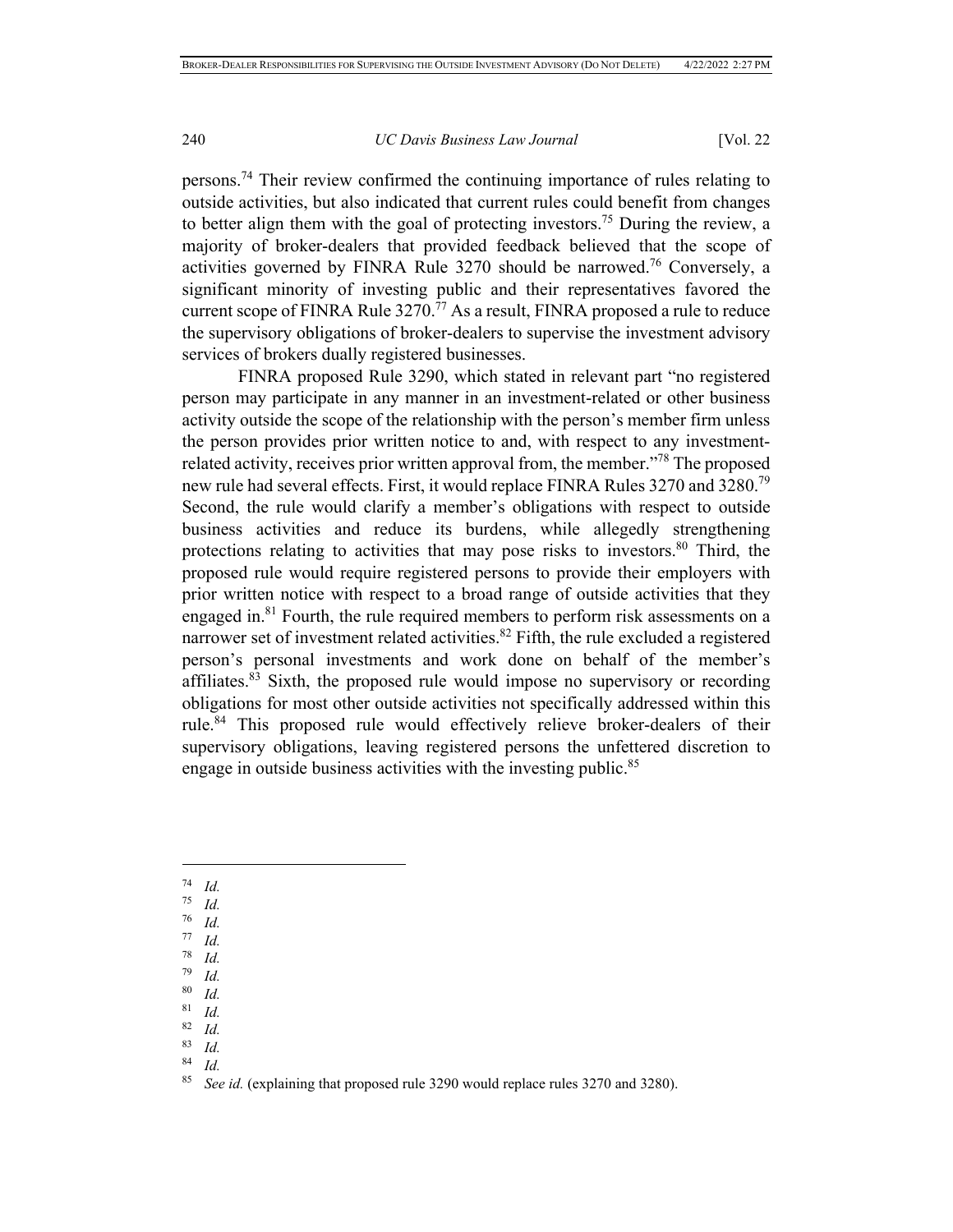persons.[74] Their review confirmed the continuing importance of rules relating to outside activities, but also indicated that current rules could benefit from changes to better align them with the goal of protecting investors.[75] During the review, a majority of broker-dealers that provided feedback believed that the scope of activities governed by FINRA Rule 3270 should be narrowed.[76] Conversely, a significant minority of investing public and their representatives favored the current scope of FINRA Rule 3270.[77] As a result, FINRA proposed a rule to reduce the supervisory obligations of broker-dealers to supervise the investment advisory services of brokers dually registered businesses.

FINRA proposed Rule 3290, which stated in relevant part "no registered person may participate in any manner in an investment-related or other business activity outside the scope of the relationship with the person's member firm unless the person provides prior written notice to and, with respect to any investment-related activity, receives prior written approval from, the member."[78] The proposed new rule had several effects. First, it would replace FINRA Rules 3270 and 3280.[79] Second, the rule would clarify a member's obligations with respect to outside business activities and reduce its burdens, while allegedly strengthening protections relating to activities that may pose risks to investors.[80] Third, the proposed rule would require registered persons to provide their employers with prior written notice with respect to a broad range of outside activities that they engaged in.[81] Fourth, the rule required members to perform risk assessments on a narrower set of investment related activities.[82] Fifth, the rule excluded a registered person's personal investments and work done on behalf of the member's affiliates.[83] Sixth, the proposed rule would impose no supervisory or recording obligations for most other outside activities not specifically addressed within this rule.[84] This proposed rule would effectively relieve broker-dealers of their supervisory obligations, leaving registered persons the unfettered discretion to engage in outside business activities with the investing public.[85]

---

[74] *Id.*

[75] *Id.*

[76] *Id.*

[77] *Id.*

[78] *Id.*

[79] *Id.*

[80] *Id.*

[81] *Id.*

[82] *Id.*

[83] *Id.*

[84] *Id.*

[85] *See id.* (explaining that proposed rule 3290 would replace rules 3270 and 3280).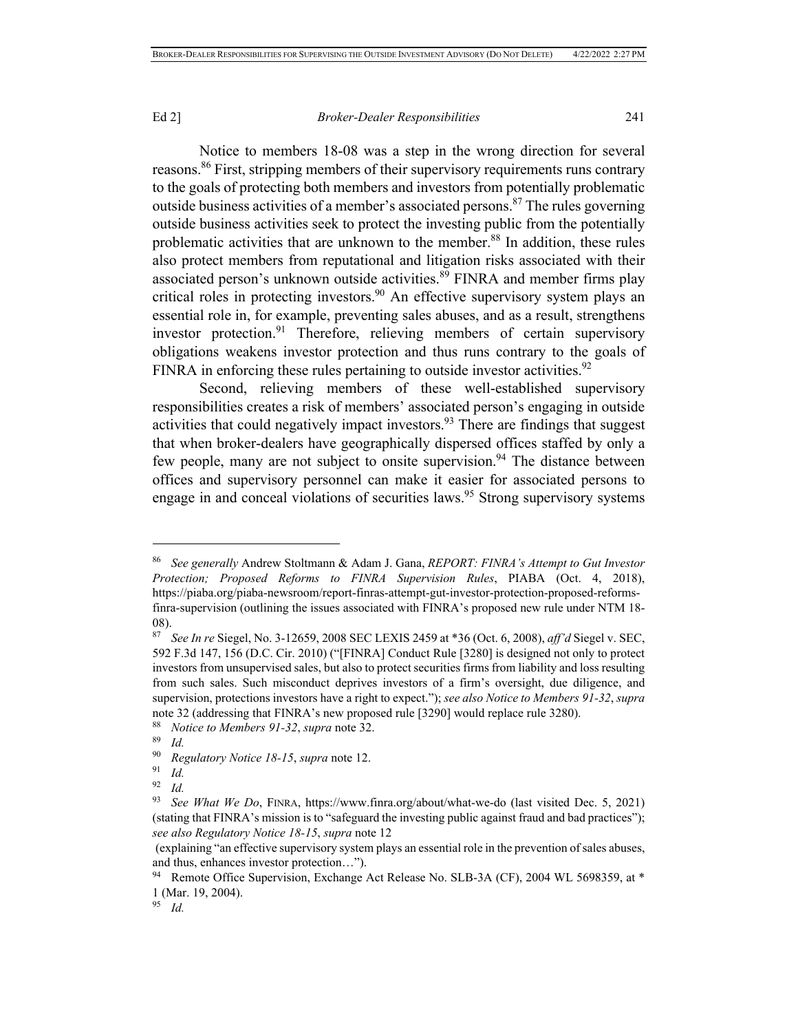Notice to members 18-08 was a step in the wrong direction for several reasons.[86] First, stripping members of their supervisory requirements runs contrary to the goals of protecting both members and investors from potentially problematic outside business activities of a member's associated persons.[87] The rules governing outside business activities seek to protect the investing public from the potentially problematic activities that are unknown to the member.[88] In addition, these rules also protect members from reputational and litigation risks associated with their associated person's unknown outside activities.[89] FINRA and member firms play critical roles in protecting investors.[90] An effective supervisory system plays an essential role in, for example, preventing sales abuses, and as a result, strengthens investor protection.[91] Therefore, relieving members of certain supervisory obligations weakens investor protection and thus runs contrary to the goals of FINRA in enforcing these rules pertaining to outside investor activities.[92]

Second, relieving members of these well-established supervisory responsibilities creates a risk of members' associated person's engaging in outside activities that could negatively impact investors.[93] There are findings that suggest that when broker-dealers have geographically dispersed offices staffed by only a few people, many are not subject to onsite supervision.[94] The distance between offices and supervisory personnel can make it easier for associated persons to engage in and conceal violations of securities laws.[95] Strong supervisory systems

---

[86] *See generally* Andrew Stoltmann & Adam J. Gana, *REPORT: FINRA's Attempt to Gut Investor Protection; Proposed Reforms to FINRA Supervision Rules*, PIABA (Oct. 4, 2018), https://piaba.org/piaba-newsroom/report-finras-attempt-gut-investor-protection-proposed-reforms-finra-supervision (outlining the issues associated with FINRA's proposed new rule under NTM 18-08).

[87] *See In re* Siegel, No. 3-12659, 2008 SEC LEXIS 2459 at *36 (Oct. 6, 2008), *aff'd* Siegel v. SEC, 592 F.3d 147, 156 (D.C. Cir. 2010) ("[FINRA] Conduct Rule [3280] is designed not only to protect investors from unsupervised sales, but also to protect securities firms from liability and loss resulting from such sales. Such misconduct deprives investors of a firm's oversight, due diligence, and supervision, protections investors have a right to expect."); *see also Notice to Members 91-32*, *supra* note 32 (addressing that FINRA's new proposed rule [3290] would replace rule 3280).

[88] *Notice to Members 91-32*, *supra* note 32.

[89] *Id.*

[90] *Regulatory Notice 18-15*, *supra* note 12.

[91] *Id.*

[92] *Id.*

[93] *See What We Do*, FINRA, https://www.finra.org/about/what-we-do (last visited Dec. 5, 2021) (stating that FINRA's mission is to "safeguard the investing public against fraud and bad practices"); *see also Regulatory Notice 18-15*, *supra* note 12 (explaining "an effective supervisory system plays an essential role in the prevention of sales abuses, and thus, enhances investor protection…").

[94] Remote Office Supervision, Exchange Act Release No. SLB-3A (CF), 2004 WL 5698359, at * 1 (Mar. 19, 2004).

[95] *Id.*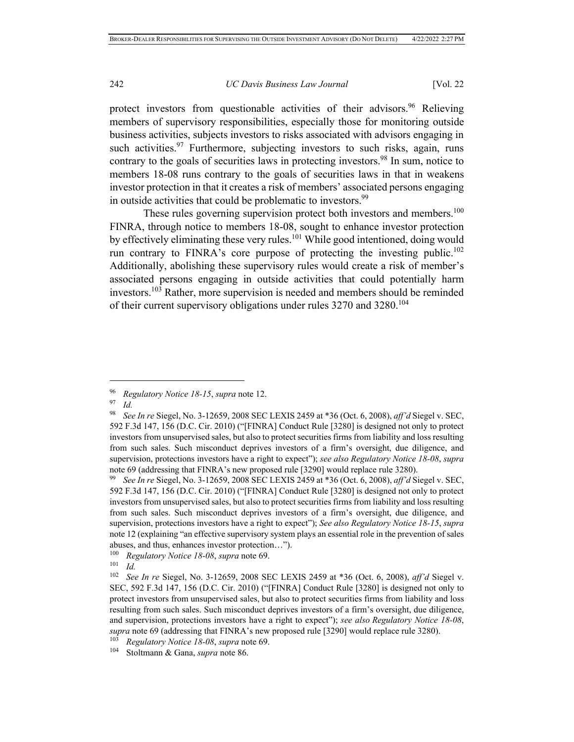protect investors from questionable activities of their advisors.[96] Relieving members of supervisory responsibilities, especially those for monitoring outside business activities, subjects investors to risks associated with advisors engaging in such activities.[97] Furthermore, subjecting investors to such risks, again, runs contrary to the goals of securities laws in protecting investors.[98] In sum, notice to members 18-08 runs contrary to the goals of securities laws in that in weakens investor protection in that it creates a risk of members' associated persons engaging in outside activities that could be problematic to investors.[99]

These rules governing supervision protect both investors and members.[100] FINRA, through notice to members 18-08, sought to enhance investor protection by effectively eliminating these very rules.[101] While good intentioned, doing would run contrary to FINRA's core purpose of protecting the investing public.[102] Additionally, abolishing these supervisory rules would create a risk of member's associated persons engaging in outside activities that could potentially harm investors.[103] Rather, more supervision is needed and members should be reminded of their current supervisory obligations under rules 3270 and 3280.[104]

---

[96] *Regulatory Notice 18-15*, *supra* note 12.

[97] *Id.*

[98] *See In re* Siegel, No. 3-12659, 2008 SEC LEXIS 2459 at *36 (Oct. 6, 2008), *aff'd* Siegel v. SEC, 592 F.3d 147, 156 (D.C. Cir. 2010) ("[FINRA] Conduct Rule [3280] is designed not only to protect investors from unsupervised sales, but also to protect securities firms from liability and loss resulting from such sales. Such misconduct deprives investors of a firm's oversight, due diligence, and supervision, protections investors have a right to expect"); *see also Regulatory Notice 18-08*, *supra* note 69 (addressing that FINRA's new proposed rule [3290] would replace rule 3280).

[99] *See In re* Siegel, No. 3-12659, 2008 SEC LEXIS 2459 at *36 (Oct. 6, 2008), *aff'd* Siegel v. SEC, 592 F.3d 147, 156 (D.C. Cir. 2010) ("[FINRA] Conduct Rule [3280] is designed not only to protect investors from unsupervised sales, but also to protect securities firms from liability and loss resulting from such sales. Such misconduct deprives investors of a firm's oversight, due diligence, and supervision, protections investors have a right to expect"); *See also Regulatory Notice 18-15*, *supra* note 12 (explaining "an effective supervisory system plays an essential role in the prevention of sales abuses, and thus, enhances investor protection…").

[100] *Regulatory Notice 18-08*, *supra* note 69.

[101] *Id.*

[102] *See In re* Siegel, No. 3-12659, 2008 SEC LEXIS 2459 at *36 (Oct. 6, 2008), *aff'd* Siegel v. SEC, 592 F.3d 147, 156 (D.C. Cir. 2010) ("[FINRA] Conduct Rule [3280] is designed not only to protect investors from unsupervised sales, but also to protect securities firms from liability and loss resulting from such sales. Such misconduct deprives investors of a firm's oversight, due diligence, and supervision, protections investors have a right to expect"); *see also Regulatory Notice 18-08*, *supra* note 69 (addressing that FINRA's new proposed rule [3290] would replace rule 3280).

[103] *Regulatory Notice 18-08*, *supra* note 69.

[104] Stoltmann & Gana, *supra* note 86.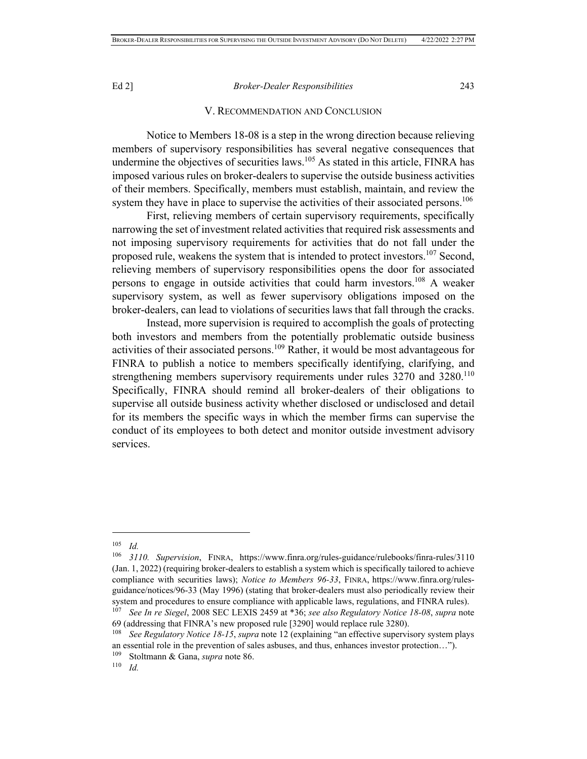## V. RECOMMENDATION AND CONCLUSION

Notice to Members 18-08 is a step in the wrong direction because relieving members of supervisory responsibilities has several negative consequences that undermine the objectives of securities laws.[105] As stated in this article, FINRA has imposed various rules on broker-dealers to supervise the outside business activities of their members. Specifically, members must establish, maintain, and review the system they have in place to supervise the activities of their associated persons.[106]

First, relieving members of certain supervisory requirements, specifically narrowing the set of investment related activities that required risk assessments and not imposing supervisory requirements for activities that do not fall under the proposed rule, weakens the system that is intended to protect investors.[107] Second, relieving members of supervisory responsibilities opens the door for associated persons to engage in outside activities that could harm investors.[108] A weaker supervisory system, as well as fewer supervisory obligations imposed on the broker-dealers, can lead to violations of securities laws that fall through the cracks.

Instead, more supervision is required to accomplish the goals of protecting both investors and members from the potentially problematic outside business activities of their associated persons.[109] Rather, it would be most advantageous for FINRA to publish a notice to members specifically identifying, clarifying, and strengthening members supervisory requirements under rules 3270 and 3280.[110] Specifically, FINRA should remind all broker-dealers of their obligations to supervise all outside business activity whether disclosed or undisclosed and detail for its members the specific ways in which the member firms can supervise the conduct of its employees to both detect and monitor outside investment advisory services.

---

[105] *Id.*

[106] *3110. Supervision*, FINRA, https://www.finra.org/rules-guidance/rulebooks/finra-rules/3110 (Jan. 1, 2022) (requiring broker-dealers to establish a system which is specifically tailored to achieve compliance with securities laws); *Notice to Members 96-33*, FINRA, https://www.finra.org/rules-guidance/notices/96-33 (May 1996) (stating that broker-dealers must also periodically review their system and procedures to ensure compliance with applicable laws, regulations, and FINRA rules).

[107] *See In re Siegel*, 2008 SEC LEXIS 2459 at *36; *see also Regulatory Notice 18-08*, *supra* note 69 (addressing that FINRA's new proposed rule [3290] would replace rule 3280).

[108] *See Regulatory Notice 18-15*, *supra* note 12 (explaining "an effective supervisory system plays an essential role in the prevention of sales asbuses, and thus, enhances investor protection…").

[109] Stoltmann & Gana, *supra* note 86.

[110] *Id.*